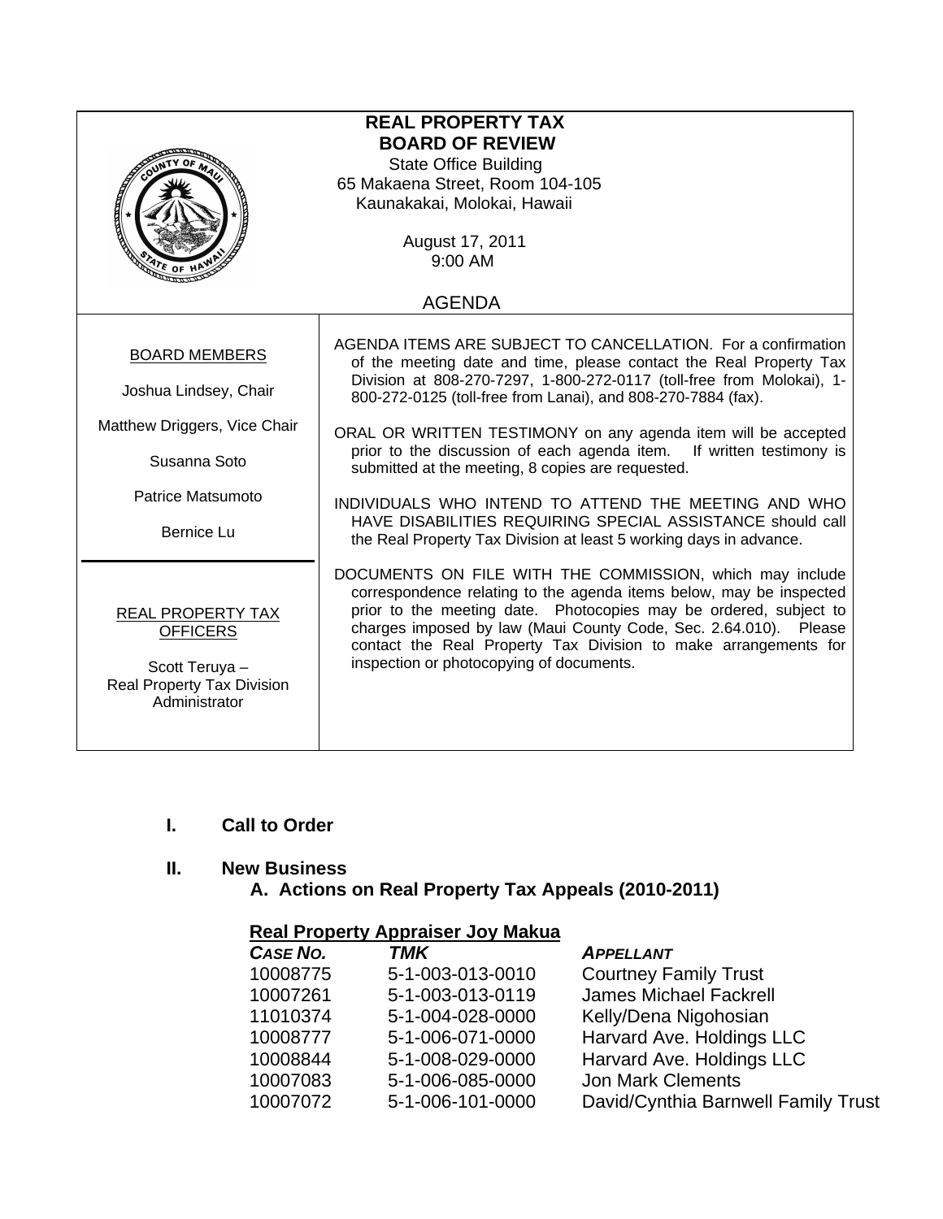# REAL PROPERTY TAX BOARD OF REVIEW

State Office Building
65 Makaena Street, Room 104-105
Kaunakakai, Molokai, Hawaii

August 17, 2011
9:00 AM

AGENDA

**BOARD MEMBERS**

Joshua Lindsey, Chair

Matthew Driggers, Vice Chair

Susanna Soto

Patrice Matsumoto

Bernice Lu

**REAL PROPERTY TAX OFFICERS**

Scott Teruya –
Real Property Tax Division Administrator

AGENDA ITEMS ARE SUBJECT TO CANCELLATION. For a confirmation of the meeting date and time, please contact the Real Property Tax Division at 808-270-7297, 1-800-272-0117 (toll-free from Molokai), 1-800-272-0125 (toll-free from Lanai), and 808-270-7884 (fax).

ORAL OR WRITTEN TESTIMONY on any agenda item will be accepted prior to the discussion of each agenda item. If written testimony is submitted at the meeting, 8 copies are requested.

INDIVIDUALS WHO INTEND TO ATTEND THE MEETING AND WHO HAVE DISABILITIES REQUIRING SPECIAL ASSISTANCE should call the Real Property Tax Division at least 5 working days in advance.

DOCUMENTS ON FILE WITH THE COMMISSION, which may include correspondence relating to the agenda items below, may be inspected prior to the meeting date. Photocopies may be ordered, subject to charges imposed by law (Maui County Code, Sec. 2.64.010). Please contact the Real Property Tax Division to make arrangements for inspection or photocopying of documents.

## I. Call to Order

## II. New Business

### A. Actions on Real Property Tax Appeals (2010-2011)

**Real Property Appraiser Joy Makua**

| *CASE NO.* | *TMK* | *APPELLANT* |
|---|---|---|
| 10008775 | 5-1-003-013-0010 | Courtney Family Trust |
| 10007261 | 5-1-003-013-0119 | James Michael Fackrell |
| 11010374 | 5-1-004-028-0000 | Kelly/Dena Nigohosian |
| 10008777 | 5-1-006-071-0000 | Harvard Ave. Holdings LLC |
| 10008844 | 5-1-008-029-0000 | Harvard Ave. Holdings LLC |
| 10007083 | 5-1-006-085-0000 | Jon Mark Clements |
| 10007072 | 5-1-006-101-0000 | David/Cynthia Barnwell Family Trust |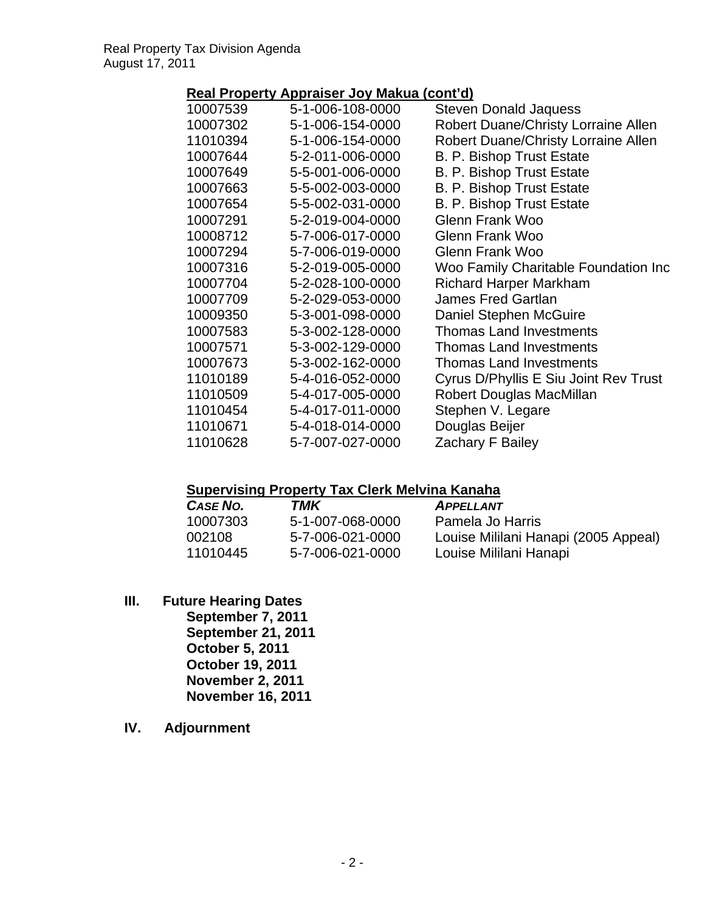**Real Property Appraiser Joy Makua (cont'd)**

| | | |
|---|---|---|
| 10007539 | 5-1-006-108-0000 | Steven Donald Jaquess |
| 10007302 | 5-1-006-154-0000 | Robert Duane/Christy Lorraine Allen |
| 11010394 | 5-1-006-154-0000 | Robert Duane/Christy Lorraine Allen |
| 10007644 | 5-2-011-006-0000 | B. P. Bishop Trust Estate |
| 10007649 | 5-5-001-006-0000 | B. P. Bishop Trust Estate |
| 10007663 | 5-5-002-003-0000 | B. P. Bishop Trust Estate |
| 10007654 | 5-5-002-031-0000 | B. P. Bishop Trust Estate |
| 10007291 | 5-2-019-004-0000 | Glenn Frank Woo |
| 10008712 | 5-7-006-017-0000 | Glenn Frank Woo |
| 10007294 | 5-7-006-019-0000 | Glenn Frank Woo |
| 10007316 | 5-2-019-005-0000 | Woo Family Charitable Foundation Inc |
| 10007704 | 5-2-028-100-0000 | Richard Harper Markham |
| 10007709 | 5-2-029-053-0000 | James Fred Gartlan |
| 10009350 | 5-3-001-098-0000 | Daniel Stephen McGuire |
| 10007583 | 5-3-002-128-0000 | Thomas Land Investments |
| 10007571 | 5-3-002-129-0000 | Thomas Land Investments |
| 10007673 | 5-3-002-162-0000 | Thomas Land Investments |
| 11010189 | 5-4-016-052-0000 | Cyrus D/Phyllis E Siu Joint Rev Trust |
| 11010509 | 5-4-017-005-0000 | Robert Douglas MacMillan |
| 11010454 | 5-4-017-011-0000 | Stephen V. Legare |
| 11010671 | 5-4-018-014-0000 | Douglas Beijer |
| 11010628 | 5-7-007-027-0000 | Zachary F Bailey |

**Supervising Property Tax Clerk Melvina Kanaha**

| ***Case No.*** | ***TMK*** | ***Appellant*** |
|---|---|---|
| 10007303 | 5-1-007-068-0000 | Pamela Jo Harris |
| 002108 | 5-7-006-021-0000 | Louise Mililani Hanapi (2005 Appeal) |
| 11010445 | 5-7-006-021-0000 | Louise Mililani Hanapi |

**III. Future Hearing Dates**

**September 7, 2011**
**September 21, 2011**
**October 5, 2011**
**October 19, 2011**
**November 2, 2011**
**November 16, 2011**

**IV. Adjournment**